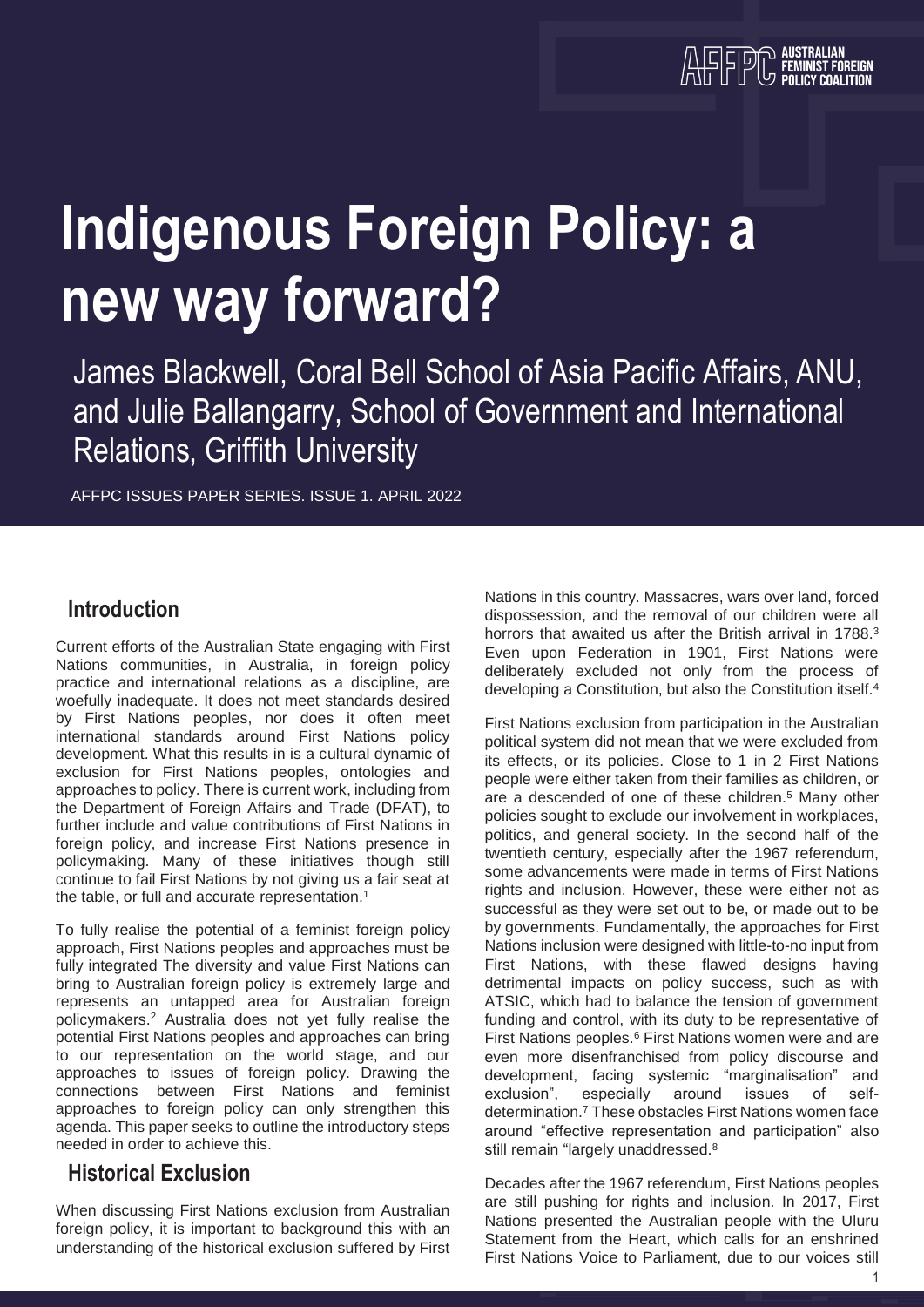# Indigenous Foreign Policy: a new way forward?

James Blackwell, Coral Bell School of Asia Pacific Affairs, ANU, and Julie Ballangarry, School of Government and International Relations, Griffith University

AFFPC ISSUES PAPER SERIES. ISSUE 1. APRIL 2022

## Introduction

Current efforts of the Australian State engaging with First Nations communities, in Australia, in foreign policy practice and international relations as a discipline, are woefully inadequate. It does not meet standards desired by First Nations peoples, nor does it often meet international standards around First Nations policy development. What this results in is a cultural dynamic of exclusion for First Nations peoples, ontologies and approaches to policy. There is current work, including from the Department of Foreign Affairs and Trade (DFAT), to further include and value contributions of First Nations in foreign policy, and increase First Nations presence in policymaking. Many of these initiatives though still continue to fail First Nations by not giving us a fair seat at the table, or full and accurate representation.[1]

To fully realise the potential of a feminist foreign policy approach, First Nations peoples and approaches must be fully integrated The diversity and value First Nations can bring to Australian foreign policy is extremely large and represents an untapped area for Australian foreign policymakers.[2] Australia does not yet fully realise the potential First Nations peoples and approaches can bring to our representation on the world stage, and our approaches to issues of foreign policy. Drawing the connections between First Nations and feminist approaches to foreign policy can only strengthen this agenda. This paper seeks to outline the introductory steps needed in order to achieve this.

## Historical Exclusion

When discussing First Nations exclusion from Australian foreign policy, it is important to background this with an understanding of the historical exclusion suffered by First Nations in this country. Massacres, wars over land, forced dispossession, and the removal of our children were all horrors that awaited us after the British arrival in 1788.[3] Even upon Federation in 1901, First Nations were deliberately excluded not only from the process of developing a Constitution, but also the Constitution itself.[4]

First Nations exclusion from participation in the Australian political system did not mean that we were excluded from its effects, or its policies. Close to 1 in 2 First Nations people were either taken from their families as children, or are a descended of one of these children.[5] Many other policies sought to exclude our involvement in workplaces, politics, and general society. In the second half of the twentieth century, especially after the 1967 referendum, some advancements were made in terms of First Nations rights and inclusion. However, these were either not as successful as they were set out to be, or made out to be by governments. Fundamentally, the approaches for First Nations inclusion were designed with little-to-no input from First Nations, with these flawed designs having detrimental impacts on policy success, such as with ATSIC, which had to balance the tension of government funding and control, with its duty to be representative of First Nations peoples.[6] First Nations women were and are even more disenfranchised from policy discourse and development, facing systemic "marginalisation" and exclusion", especially around issues of self-determination.[7] These obstacles First Nations women face around "effective representation and participation" also still remain "largely unaddressed.[8]

Decades after the 1967 referendum, First Nations peoples are still pushing for rights and inclusion. In 2017, First Nations presented the Australian people with the Uluru Statement from the Heart, which calls for an enshrined First Nations Voice to Parliament, due to our voices still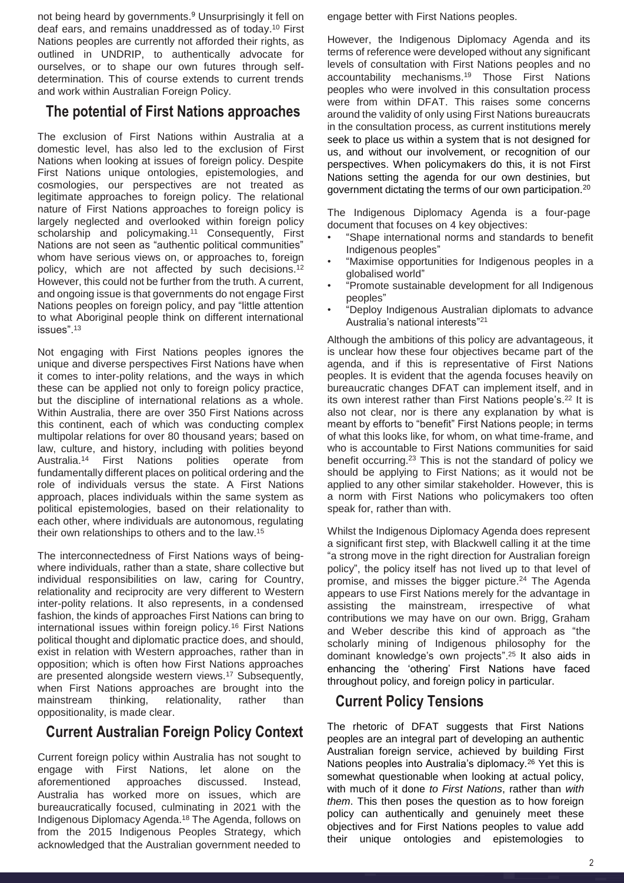not being heard by governments.[9] Unsurprisingly it fell on deaf ears, and remains unaddressed as of today.[10] First Nations peoples are currently not afforded their rights, as outlined in UNDRIP, to authentically advocate for ourselves, or to shape our own futures through self-determination. This of course extends to current trends and work within Australian Foreign Policy.

## The potential of First Nations approaches

The exclusion of First Nations within Australia at a domestic level, has also led to the exclusion of First Nations when looking at issues of foreign policy. Despite First Nations unique ontologies, epistemologies, and cosmologies, our perspectives are not treated as legitimate approaches to foreign policy. The relational nature of First Nations approaches to foreign policy is largely neglected and overlooked within foreign policy scholarship and policymaking.[11] Consequently, First Nations are not seen as "authentic political communities" whom have serious views on, or approaches to, foreign policy, which are not affected by such decisions.[12] However, this could not be further from the truth. A current, and ongoing issue is that governments do not engage First Nations peoples on foreign policy, and pay "little attention to what Aboriginal people think on different international issues".[13]

Not engaging with First Nations peoples ignores the unique and diverse perspectives First Nations have when it comes to inter-polity relations, and the ways in which these can be applied not only to foreign policy practice, but the discipline of international relations as a whole. Within Australia, there are over 350 First Nations across this continent, each of which was conducting complex multipolar relations for over 80 thousand years; based on law, culture, and history, including with polities beyond Australia.[14] First Nations polities operate from fundamentally different places on political ordering and the role of individuals versus the state. A First Nations approach, places individuals within the same system as political epistemologies, based on their relationality to each other, where individuals are autonomous, regulating their own relationships to others and to the law.[15]

The interconnectedness of First Nations ways of being- where individuals, rather than a state, share collective but individual responsibilities on law, caring for Country, relationality and reciprocity are very different to Western inter-polity relations. It also represents, in a condensed fashion, the kinds of approaches First Nations can bring to international issues within foreign policy.[16] First Nations political thought and diplomatic practice does, and should, exist in relation with Western approaches, rather than in opposition; which is often how First Nations approaches are presented alongside western views.[17] Subsequently, when First Nations approaches are brought into the mainstream thinking, relationality, rather than oppositionality, is made clear.

## Current Australian Foreign Policy Context

Current foreign policy within Australia has not sought to engage with First Nations, let alone on the aforementioned approaches discussed. Instead, Australia has worked more on issues, which are bureaucratically focused, culminating in 2021 with the Indigenous Diplomacy Agenda.[18] The Agenda, follows on from the 2015 Indigenous Peoples Strategy, which acknowledged that the Australian government needed to engage better with First Nations peoples.

However, the Indigenous Diplomacy Agenda and its terms of reference were developed without any significant levels of consultation with First Nations peoples and no accountability mechanisms.[19] Those First Nations peoples who were involved in this consultation process were from within DFAT. This raises some concerns around the validity of only using First Nations bureaucrats in the consultation process, as current institutions merely seek to place us within a system that is not designed for us, and without our involvement, or recognition of our perspectives. When policymakers do this, it is not First Nations setting the agenda for our own destinies, but government dictating the terms of our own participation.[20]

The Indigenous Diplomacy Agenda is a four-page document that focuses on 4 key objectives:

- "Shape international norms and standards to benefit Indigenous peoples"
- "Maximise opportunities for Indigenous peoples in a globalised world"
- "Promote sustainable development for all Indigenous peoples"
- "Deploy Indigenous Australian diplomats to advance Australia's national interests"[21]

Although the ambitions of this policy are advantageous, it is unclear how these four objectives became part of the agenda, and if this is representative of First Nations peoples. It is evident that the agenda focuses heavily on bureaucratic changes DFAT can implement itself, and in its own interest rather than First Nations people's.[22] It is also not clear, nor is there any explanation by what is meant by efforts to "benefit" First Nations people; in terms of what this looks like, for whom, on what time-frame, and who is accountable to First Nations communities for said benefit occurring.[23] This is not the standard of policy we should be applying to First Nations; as it would not be applied to any other similar stakeholder. However, this is a norm with First Nations who policymakers too often speak for, rather than with.

Whilst the Indigenous Diplomacy Agenda does represent a significant first step, with Blackwell calling it at the time "a strong move in the right direction for Australian foreign policy", the policy itself has not lived up to that level of promise, and misses the bigger picture.[24] The Agenda appears to use First Nations merely for the advantage in assisting the mainstream, irrespective of what contributions we may have on our own. Brigg, Graham and Weber describe this kind of approach as "the scholarly mining of Indigenous philosophy for the dominant knowledge's own projects".[25] It also aids in enhancing the 'othering' First Nations have faced throughout policy, and foreign policy in particular.

## Current Policy Tensions

The rhetoric of DFAT suggests that First Nations peoples are an integral part of developing an authentic Australian foreign service, achieved by building First Nations peoples into Australia's diplomacy.[26] Yet this is somewhat questionable when looking at actual policy, with much of it done *to First Nations*, rather than *with them*. This then poses the question as to how foreign policy can authentically and genuinely meet these objectives and for First Nations peoples to value add their unique ontologies and epistemologies to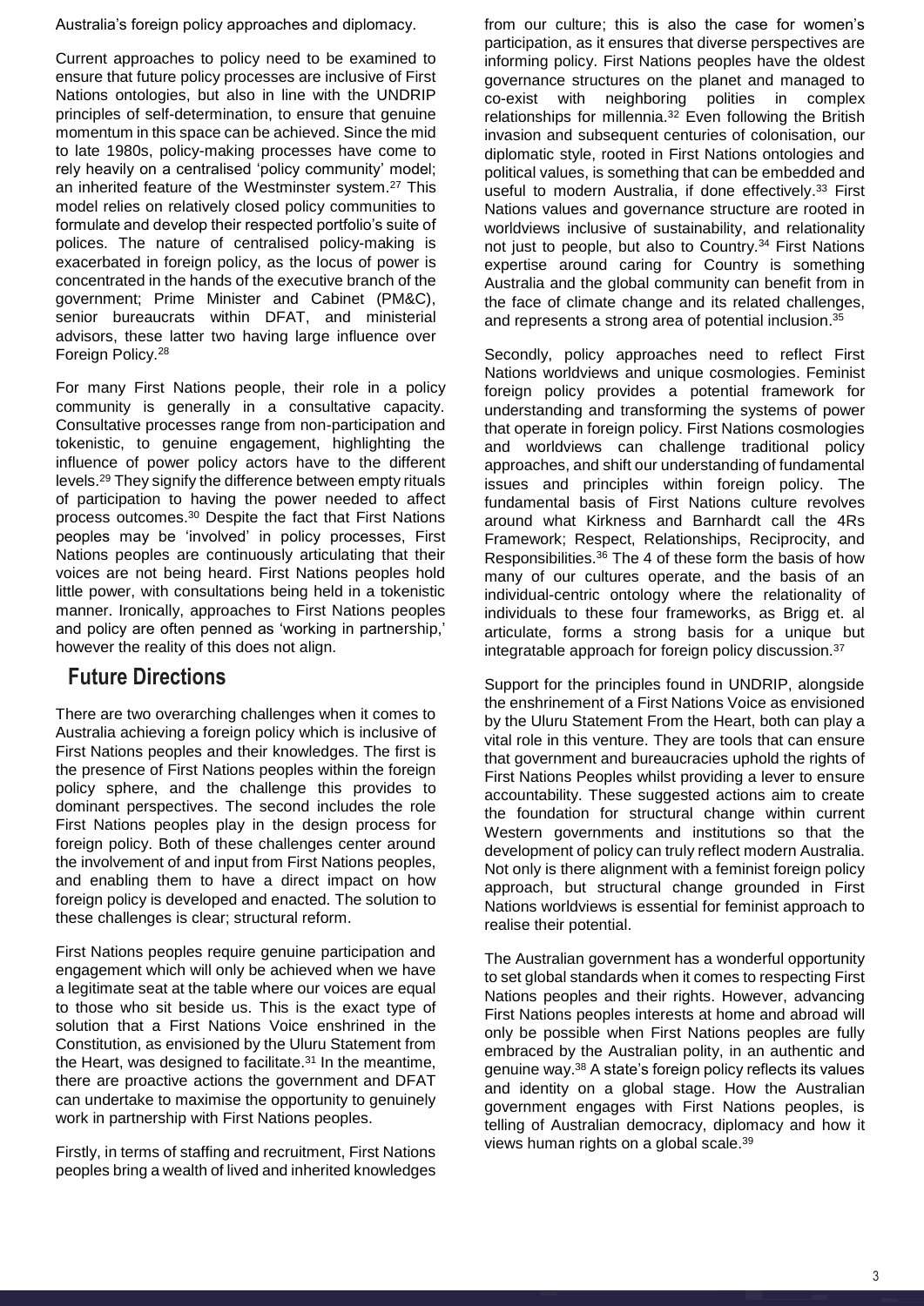Australia's foreign policy approaches and diplomacy.

Current approaches to policy need to be examined to ensure that future policy processes are inclusive of First Nations ontologies, but also in line with the UNDRIP principles of self-determination, to ensure that genuine momentum in this space can be achieved. Since the mid to late 1980s, policy-making processes have come to rely heavily on a centralised 'policy community' model; an inherited feature of the Westminster system.[27] This model relies on relatively closed policy communities to formulate and develop their respected portfolio's suite of polices. The nature of centralised policy-making is exacerbated in foreign policy, as the locus of power is concentrated in the hands of the executive branch of the government; Prime Minister and Cabinet (PM&C), senior bureaucrats within DFAT, and ministerial advisors, these latter two having large influence over Foreign Policy.[28]

For many First Nations people, their role in a policy community is generally in a consultative capacity. Consultative processes range from non-participation and tokenistic, to genuine engagement, highlighting the influence of power policy actors have to the different levels.[29] They signify the difference between empty rituals of participation to having the power needed to affect process outcomes.[30] Despite the fact that First Nations peoples may be 'involved' in policy processes, First Nations peoples are continuously articulating that their voices are not being heard. First Nations peoples hold little power, with consultations being held in a tokenistic manner. Ironically, approaches to First Nations peoples and policy are often penned as 'working in partnership,' however the reality of this does not align.

## Future Directions

There are two overarching challenges when it comes to Australia achieving a foreign policy which is inclusive of First Nations peoples and their knowledges. The first is the presence of First Nations peoples within the foreign policy sphere, and the challenge this provides to dominant perspectives. The second includes the role First Nations peoples play in the design process for foreign policy. Both of these challenges center around the involvement of and input from First Nations peoples, and enabling them to have a direct impact on how foreign policy is developed and enacted. The solution to these challenges is clear; structural reform.

First Nations peoples require genuine participation and engagement which will only be achieved when we have a legitimate seat at the table where our voices are equal to those who sit beside us. This is the exact type of solution that a First Nations Voice enshrined in the Constitution, as envisioned by the Uluru Statement from the Heart, was designed to facilitate.[31] In the meantime, there are proactive actions the government and DFAT can undertake to maximise the opportunity to genuinely work in partnership with First Nations peoples.

Firstly, in terms of staffing and recruitment, First Nations peoples bring a wealth of lived and inherited knowledges from our culture; this is also the case for women's participation, as it ensures that diverse perspectives are informing policy. First Nations peoples have the oldest governance structures on the planet and managed to co-exist with neighboring polities in complex relationships for millennia.[32] Even following the British invasion and subsequent centuries of colonisation, our diplomatic style, rooted in First Nations ontologies and political values, is something that can be embedded and useful to modern Australia, if done effectively.[33] First Nations values and governance structure are rooted in worldviews inclusive of sustainability, and relationality not just to people, but also to Country.[34] First Nations expertise around caring for Country is something Australia and the global community can benefit from in the face of climate change and its related challenges, and represents a strong area of potential inclusion.[35]

Secondly, policy approaches need to reflect First Nations worldviews and unique cosmologies. Feminist foreign policy provides a potential framework for understanding and transforming the systems of power that operate in foreign policy. First Nations cosmologies and worldviews can challenge traditional policy approaches, and shift our understanding of fundamental issues and principles within foreign policy. The fundamental basis of First Nations culture revolves around what Kirkness and Barnhardt call the 4Rs Framework; Respect, Relationships, Reciprocity, and Responsibilities.[36] The 4 of these form the basis of how many of our cultures operate, and the basis of an individual-centric ontology where the relationality of individuals to these four frameworks, as Brigg et. al articulate, forms a strong basis for a unique but integratable approach for foreign policy discussion.[37]

Support for the principles found in UNDRIP, alongside the enshrinement of a First Nations Voice as envisioned by the Uluru Statement From the Heart, both can play a vital role in this venture. They are tools that can ensure that government and bureaucracies uphold the rights of First Nations Peoples whilst providing a lever to ensure accountability. These suggested actions aim to create the foundation for structural change within current Western governments and institutions so that the development of policy can truly reflect modern Australia. Not only is there alignment with a feminist foreign policy approach, but structural change grounded in First Nations worldviews is essential for feminist approach to realise their potential.

The Australian government has a wonderful opportunity to set global standards when it comes to respecting First Nations peoples and their rights. However, advancing First Nations peoples interests at home and abroad will only be possible when First Nations peoples are fully embraced by the Australian polity, in an authentic and genuine way.[38] A state's foreign policy reflects its values and identity on a global stage. How the Australian government engages with First Nations peoples, is telling of Australian democracy, diplomacy and how it views human rights on a global scale.[39]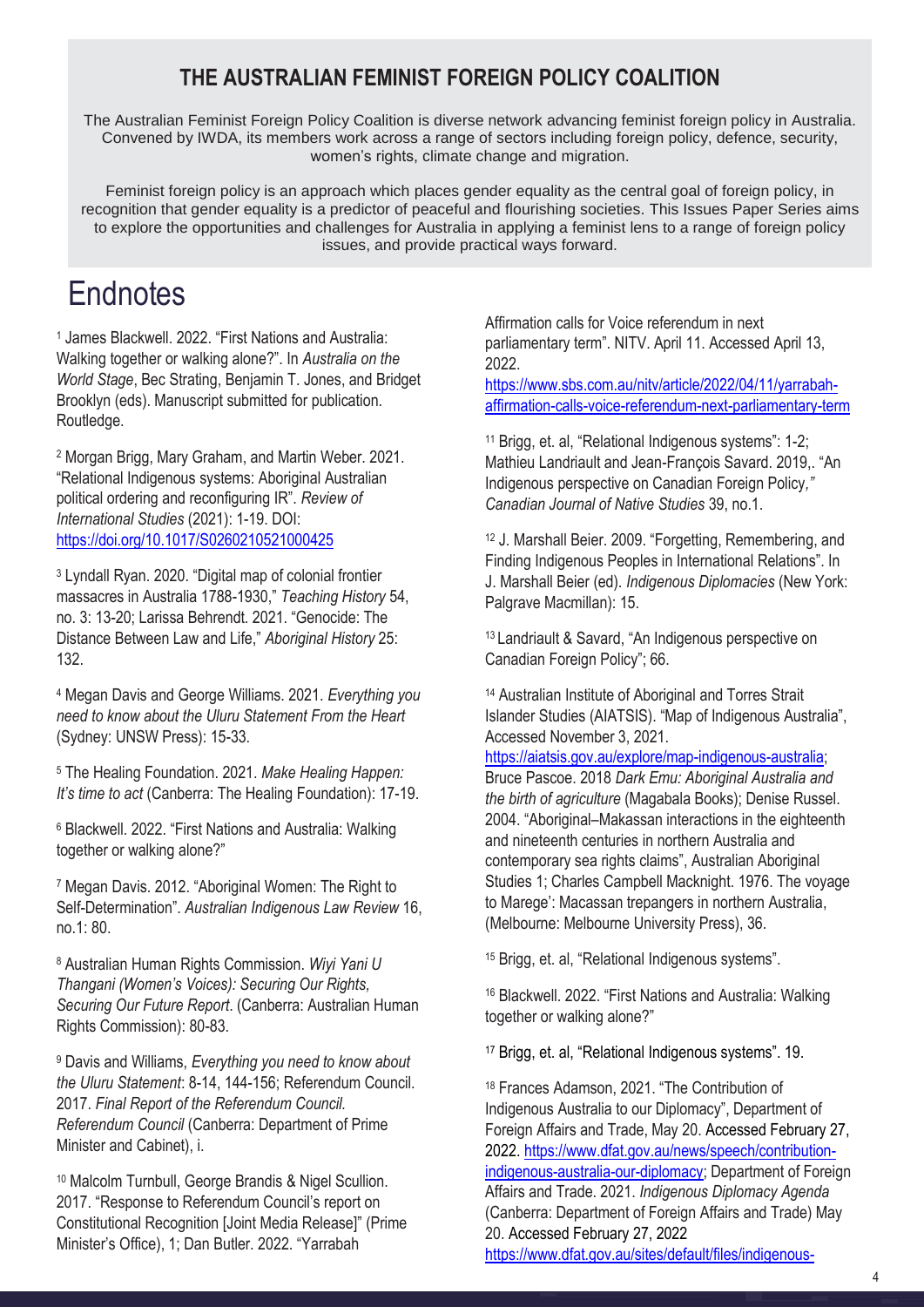## THE AUSTRALIAN FEMINIST FOREIGN POLICY COALITION

The Australian Feminist Foreign Policy Coalition is diverse network advancing feminist foreign policy in Australia. Convened by IWDA, its members work across a range of sectors including foreign policy, defence, security, women's rights, climate change and migration.

Feminist foreign policy is an approach which places gender equality as the central goal of foreign policy, in recognition that gender equality is a predictor of peaceful and flourishing societies. This Issues Paper Series aims to explore the opportunities and challenges for Australia in applying a feminist lens to a range of foreign policy issues, and provide practical ways forward.

# Endnotes

[1] James Blackwell. 2022. "First Nations and Australia: Walking together or walking alone?". In *Australia on the World Stage*, Bec Strating, Benjamin T. Jones, and Bridget Brooklyn (eds). Manuscript submitted for publication. Routledge.

[2] Morgan Brigg, Mary Graham, and Martin Weber. 2021. "Relational Indigenous systems: Aboriginal Australian political ordering and reconfiguring IR". *Review of International Studies* (2021): 1-19. DOI: https://doi.org/10.1017/S0260210521000425

[3] Lyndall Ryan. 2020. "Digital map of colonial frontier massacres in Australia 1788-1930," *Teaching History* 54, no. 3: 13-20; Larissa Behrendt. 2021. "Genocide: The Distance Between Law and Life," *Aboriginal History* 25: 132.

[4] Megan Davis and George Williams. 2021. *Everything you need to know about the Uluru Statement From the Heart* (Sydney: UNSW Press): 15-33.

[5] The Healing Foundation. 2021. *Make Healing Happen: It's time to act* (Canberra: The Healing Foundation): 17-19.

[6] Blackwell. 2022. "First Nations and Australia: Walking together or walking alone?"

[7] Megan Davis. 2012. "Aboriginal Women: The Right to Self-Determination". *Australian Indigenous Law Review* 16, no.1: 80.

[8] Australian Human Rights Commission. *Wiyi Yani U Thangani (Women's Voices): Securing Our Rights, Securing Our Future Report*. (Canberra: Australian Human Rights Commission): 80-83.

[9] Davis and Williams, *Everything you need to know about the Uluru Statement*: 8-14, 144-156; Referendum Council. 2017. *Final Report of the Referendum Council. Referendum Council* (Canberra: Department of Prime Minister and Cabinet), i.

[10] Malcolm Turnbull, George Brandis & Nigel Scullion. 2017. "Response to Referendum Council's report on Constitutional Recognition [Joint Media Release]" (Prime Minister's Office), 1; Dan Butler. 2022. "Yarrabah Affirmation calls for Voice referendum in next parliamentary term". NITV. April 11. Accessed April 13, 2022. https://www.sbs.com.au/nitv/article/2022/04/11/yarrabah-affirmation-calls-voice-referendum-next-parliamentary-term

[11] Brigg, et. al, "Relational Indigenous systems": 1-2; Mathieu Landriault and Jean-François Savard. 2019,. "An Indigenous perspective on Canadian Foreign Policy," *Canadian Journal of Native Studies* 39, no.1.

[12] J. Marshall Beier. 2009. "Forgetting, Remembering, and Finding Indigenous Peoples in International Relations". In J. Marshall Beier (ed). *Indigenous Diplomacies* (New York: Palgrave Macmillan): 15.

[13] Landriault & Savard, "An Indigenous perspective on Canadian Foreign Policy"; 66.

[14] Australian Institute of Aboriginal and Torres Strait Islander Studies (AIATSIS). "Map of Indigenous Australia", Accessed November 3, 2021. https://aiatsis.gov.au/explore/map-indigenous-australia; Bruce Pascoe. 2018 *Dark Emu: Aboriginal Australia and the birth of agriculture* (Magabala Books); Denise Russel. 2004. "Aboriginal–Makassan interactions in the eighteenth and nineteenth centuries in northern Australia and contemporary sea rights claims", Australian Aboriginal Studies 1; Charles Campbell Macknight. 1976. The voyage to Marege': Macassan trepangers in northern Australia, (Melbourne: Melbourne University Press), 36.

[15] Brigg, et. al, "Relational Indigenous systems".

[16] Blackwell. 2022. "First Nations and Australia: Walking together or walking alone?"

[17] Brigg, et. al, "Relational Indigenous systems". 19.

[18] Frances Adamson, 2021. "The Contribution of Indigenous Australia to our Diplomacy", Department of Foreign Affairs and Trade, May 20. Accessed February 27, 2022. https://www.dfat.gov.au/news/speech/contribution-indigenous-australia-our-diplomacy; Department of Foreign Affairs and Trade. 2021. *Indigenous Diplomacy Agenda* (Canberra: Department of Foreign Affairs and Trade) May 20. Accessed February 27, 2022 https://www.dfat.gov.au/sites/default/files/indigenous-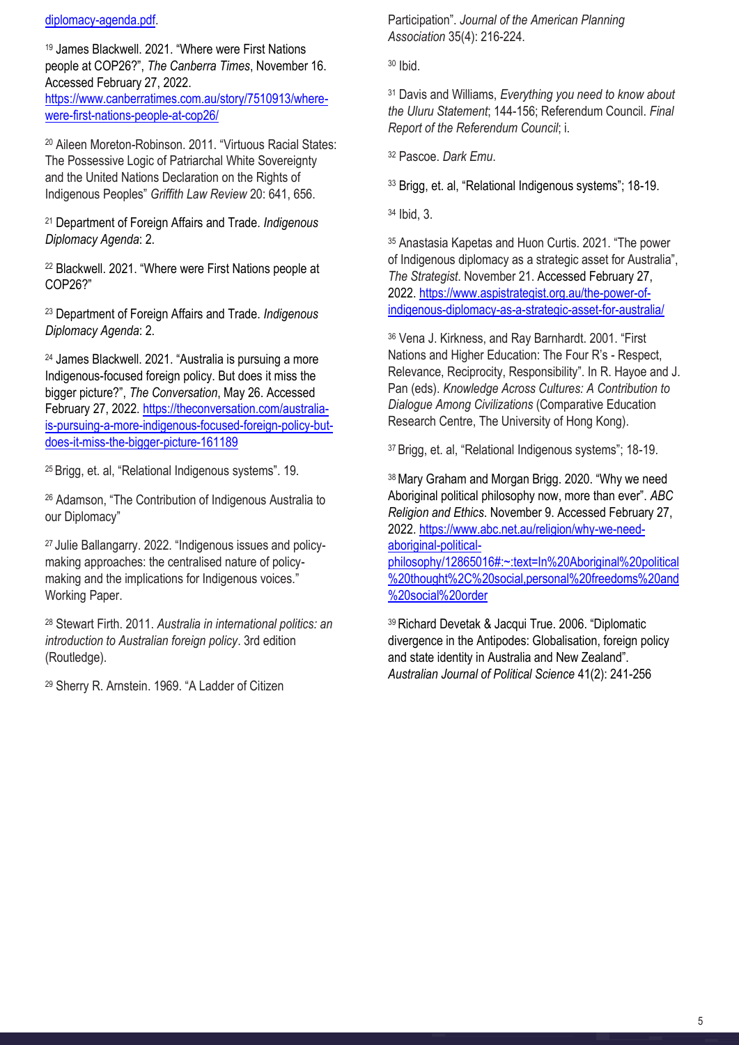diplomacy-agenda.pdf.

[19] James Blackwell. 2021. "Where were First Nations people at COP26?", *The Canberra Times*, November 16. Accessed February 27, 2022. https://www.canberratimes.com.au/story/7510913/where-were-first-nations-people-at-cop26/

[20] Aileen Moreton-Robinson. 2011. "Virtuous Racial States: The Possessive Logic of Patriarchal White Sovereignty and the United Nations Declaration on the Rights of Indigenous Peoples" *Griffith Law Review* 20: 641, 656.

[21] Department of Foreign Affairs and Trade. *Indigenous Diplomacy Agenda*: 2.

[22] Blackwell. 2021. "Where were First Nations people at COP26?"

[23] Department of Foreign Affairs and Trade. *Indigenous Diplomacy Agenda*: 2.

[24] James Blackwell. 2021. "Australia is pursuing a more Indigenous-focused foreign policy. But does it miss the bigger picture?", *The Conversation*, May 26. Accessed February 27, 2022. https://theconversation.com/australia-is-pursuing-a-more-indigenous-focused-foreign-policy-but-does-it-miss-the-bigger-picture-161189

[25] Brigg, et. al, "Relational Indigenous systems". 19.

[26] Adamson, "The Contribution of Indigenous Australia to our Diplomacy"

[27] Julie Ballangarry. 2022. "Indigenous issues and policy-making approaches: the centralised nature of policy-making and the implications for Indigenous voices." Working Paper.

[28] Stewart Firth. 2011. *Australia in international politics: an introduction to Australian foreign policy*. 3rd edition (Routledge).

[29] Sherry R. Arnstein. 1969. "A Ladder of Citizen Participation". *Journal of the American Planning Association* 35(4): 216-224.

[30] Ibid.

[31] Davis and Williams, *Everything you need to know about the Uluru Statement*; 144-156; Referendum Council. *Final Report of the Referendum Council*; i.

[32] Pascoe. *Dark Emu*.

[33] Brigg, et. al, "Relational Indigenous systems"; 18-19.

[34] Ibid, 3.

[35] Anastasia Kapetas and Huon Curtis. 2021. "The power of Indigenous diplomacy as a strategic asset for Australia", *The Strategist*. November 21. Accessed February 27, 2022. https://www.aspistrategist.org.au/the-power-of-indigenous-diplomacy-as-a-strategic-asset-for-australia/

[36] Vena J. Kirkness, and Ray Barnhardt. 2001. "First Nations and Higher Education: The Four R's - Respect, Relevance, Reciprocity, Responsibility". In R. Hayoe and J. Pan (eds). *Knowledge Across Cultures: A Contribution to Dialogue Among Civilizations* (Comparative Education Research Centre, The University of Hong Kong).

[37] Brigg, et. al, "Relational Indigenous systems"; 18-19.

[38] Mary Graham and Morgan Brigg. 2020. "Why we need Aboriginal political philosophy now, more than ever". *ABC Religion and Ethics*. November 9. Accessed February 27, 2022. https://www.abc.net.au/religion/why-we-need-aboriginal-political-philosophy/12865016#:~:text=In%20Aboriginal%20political%20thought%2C%20social,personal%20freedoms%20and%20social%20order

[39] Richard Devetak & Jacqui True. 2006. "Diplomatic divergence in the Antipodes: Globalisation, foreign policy and state identity in Australia and New Zealand". *Australian Journal of Political Science* 41(2): 241-256